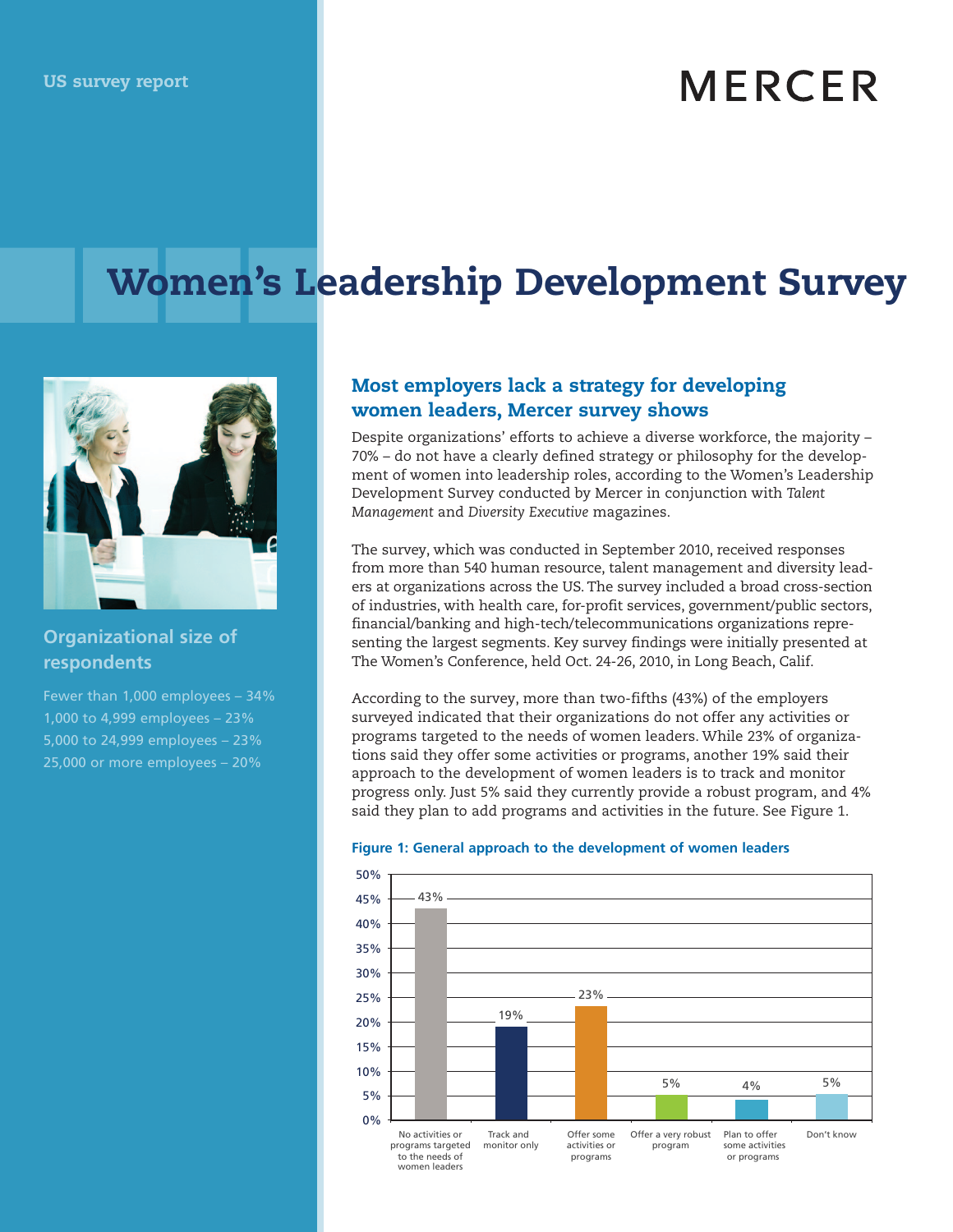US survey report

MERCER

# Women's Leadership Development Survey

### Organizational size of respondents

Fewer than 1,000 employees – 34%
1,000 to 4,999 employees – 23%
5,000 to 24,999 employees – 23%
25,000 or more employees – 20%

## Most employers lack a strategy for developing women leaders, Mercer survey shows

Despite organizations' efforts to achieve a diverse workforce, the majority – 70% – do not have a clearly defined strategy or philosophy for the development of women into leadership roles, according to the Women's Leadership Development Survey conducted by Mercer in conjunction with *Talent Management* and *Diversity Executive* magazines.

The survey, which was conducted in September 2010, received responses from more than 540 human resource, talent management and diversity leaders at organizations across the US. The survey included a broad cross-section of industries, with health care, for-profit services, government/public sectors, financial/banking and high-tech/telecommunications organizations representing the largest segments. Key survey findings were initially presented at The Women's Conference, held Oct. 24-26, 2010, in Long Beach, Calif.

According to the survey, more than two-fifths (43%) of the employers surveyed indicated that their organizations do not offer any activities or programs targeted to the needs of women leaders. While 23% of organizations said they offer some activities or programs, another 19% said their approach to the development of women leaders is to track and monitor progress only. Just 5% said they currently provide a robust program, and 4% said they plan to add programs and activities in the future. See Figure 1.

**Figure 1: General approach to the development of women leaders**

| Approach | Percentage |
|---|---|
| No activities or programs targeted to the needs of women leaders | 43% |
| Track and monitor only | 19% |
| Offer some activities or programs | 23% |
| Offer a very robust program | 5% |
| Plan to offer some activities or programs | 4% |
| Don't know | 5% |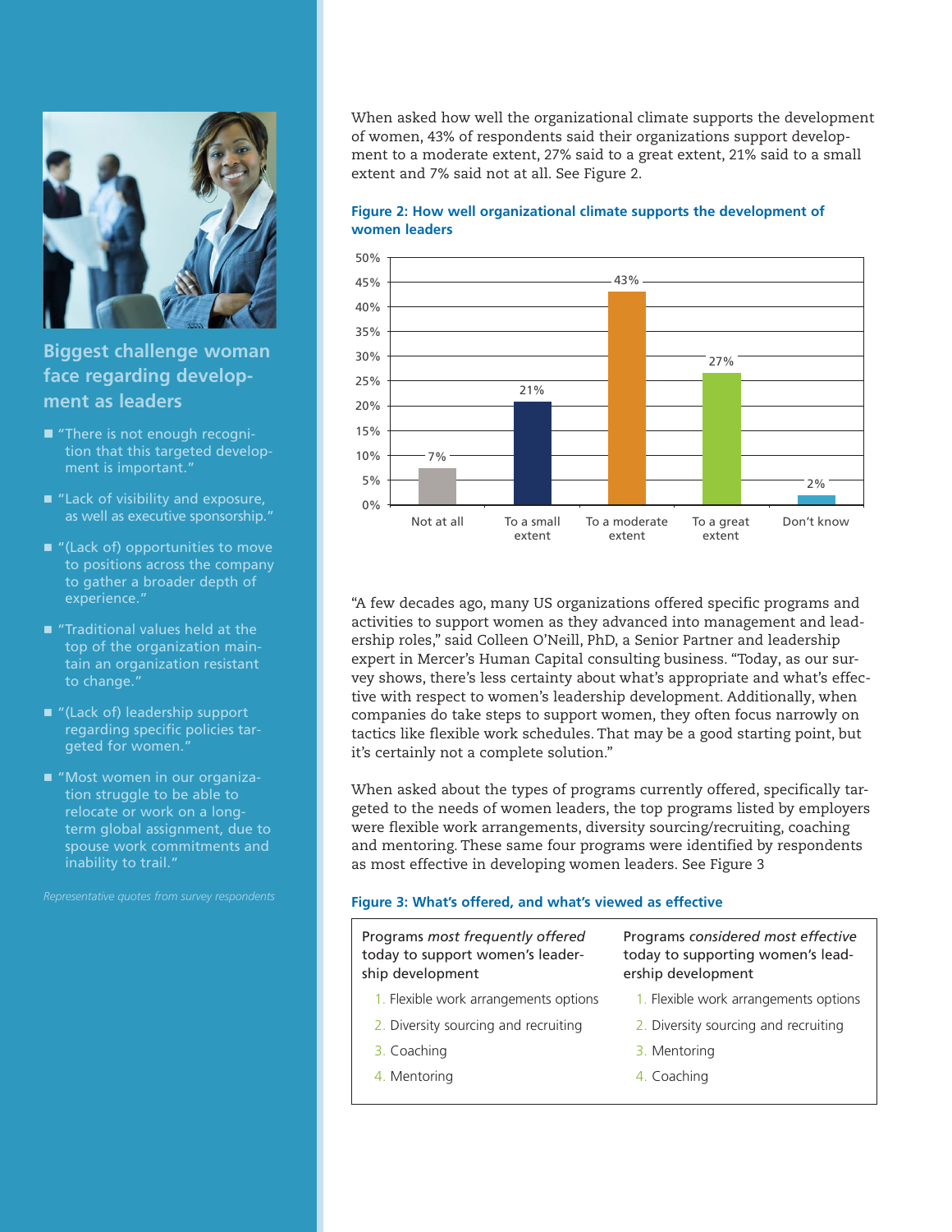## Biggest challenge woman face regarding development as leaders

- "There is not enough recognition that this targeted development is important."
- "Lack of visibility and exposure, as well as executive sponsorship."
- "(Lack of) opportunities to move to positions across the company to gather a broader depth of experience."
- "Traditional values held at the top of the organization maintain an organization resistant to change."
- "(Lack of) leadership support regarding specific policies targeted for women."
- "Most women in our organization struggle to be able to relocate or work on a long-term global assignment, due to spouse work commitments and inability to trail."

*Representative quotes from survey respondents*

When asked how well the organizational climate supports the development of women, 43% of respondents said their organizations support development to a moderate extent, 27% said to a great extent, 21% said to a small extent and 7% said not at all. See Figure 2.

**Figure 2: How well organizational climate supports the development of women leaders**

| Response | Percentage |
|---|---|
| Not at all | 7% |
| To a small extent | 21% |
| To a moderate extent | 43% |
| To a great extent | 27% |
| Don't know | 2% |

"A few decades ago, many US organizations offered specific programs and activities to support women as they advanced into management and leadership roles," said Colleen O'Neill, PhD, a Senior Partner and leadership expert in Mercer's Human Capital consulting business. "Today, as our survey shows, there's less certainty about what's appropriate and what's effective with respect to women's leadership development. Additionally, when companies do take steps to support women, they often focus narrowly on tactics like flexible work schedules. That may be a good starting point, but it's certainly not a complete solution."

When asked about the types of programs currently offered, specifically targeted to the needs of women leaders, the top programs listed by employers were flexible work arrangements, diversity sourcing/recruiting, coaching and mentoring. These same four programs were identified by respondents as most effective in developing women leaders. See Figure 3

**Figure 3: What's offered, and what's viewed as effective**

| Programs *most frequently offered* today to support women's leadership development | Programs *considered most effective* today to supporting women's leadership development |
|---|---|
| 1. Flexible work arrangements options | 1. Flexible work arrangements options |
| 2. Diversity sourcing and recruiting | 2. Diversity sourcing and recruiting |
| 3. Coaching | 3. Mentoring |
| 4. Mentoring | 4. Coaching |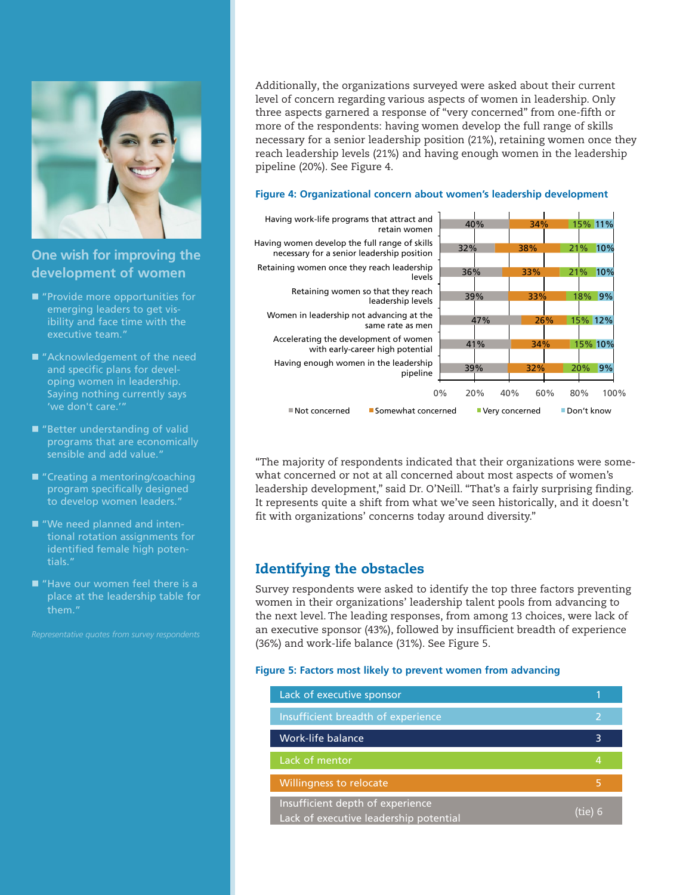## One wish for improving the development of women

- "Provide more opportunities for emerging leaders to get visibility and face time with the executive team."
- "Acknowledgement of the need and specific plans for developing women in leadership. Saying nothing currently says 'we don't care.'"
- "Better understanding of valid programs that are economically sensible and add value."
- "Creating a mentoring/coaching program specifically designed to develop women leaders."
- "We need planned and intentional rotation assignments for identified female high potentials."
- "Have our women feel there is a place at the leadership table for them."

*Representative quotes from survey respondents*

Additionally, the organizations surveyed were asked about their current level of concern regarding various aspects of women in leadership. Only three aspects garnered a response of "very concerned" from one-fifth or more of the respondents: having women develop the full range of skills necessary for a senior leadership position (21%), retaining women once they reach leadership levels (21%) and having enough women in the leadership pipeline (20%). See Figure 4.

**Figure 4: Organizational concern about women's leadership development**

| | Not concerned | Somewhat concerned | Very concerned | Don't know |
|---|---|---|---|---|
| Having work-life programs that attract and retain women | 40% | 34% | 15% | 11% |
| Having women develop the full range of skills necessary for a senior leadership position | 32% | 38% | 21% | 10% |
| Retaining women once they reach leadership levels | 36% | 33% | 21% | 10% |
| Retaining women so that they reach leadership levels | 39% | 33% | 18% | 9% |
| Women in leadership not advancing at the same rate as men | 47% | 26% | 15% | 12% |
| Accelerating the development of women with early-career high potential | 41% | 34% | 15% | 10% |
| Having enough women in the leadership pipeline | 39% | 32% | 20% | 9% |

"The majority of respondents indicated that their organizations were somewhat concerned or not at all concerned about most aspects of women's leadership development," said Dr. O'Neill. "That's a fairly surprising finding. It represents quite a shift from what we've seen historically, and it doesn't fit with organizations' concerns today around diversity."

## Identifying the obstacles

Survey respondents were asked to identify the top three factors preventing women in their organizations' leadership talent pools from advancing to the next level. The leading responses, from among 13 choices, were lack of an executive sponsor (43%), followed by insufficient breadth of experience (36%) and work-life balance (31%). See Figure 5.

**Figure 5: Factors most likely to prevent women from advancing**

| Factor | Rank |
|---|---|
| Lack of executive sponsor | 1 |
| Insufficient breadth of experience | 2 |
| Work-life balance | 3 |
| Lack of mentor | 4 |
| Willingness to relocate | 5 |
| Insufficient depth of experience<br>Lack of executive leadership potential | (tie) 6 |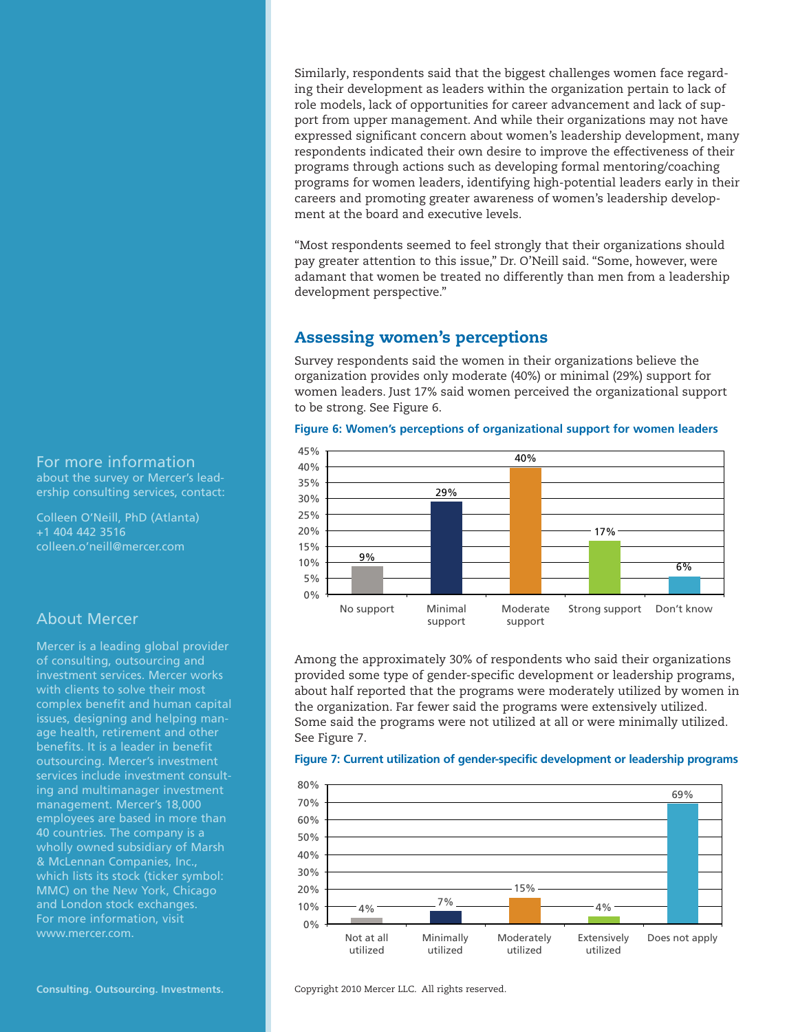Similarly, respondents said that the biggest challenges women face regarding their development as leaders within the organization pertain to lack of role models, lack of opportunities for career advancement and lack of support from upper management. And while their organizations may not have expressed significant concern about women's leadership development, many respondents indicated their own desire to improve the effectiveness of their programs through actions such as developing formal mentoring/coaching programs for women leaders, identifying high-potential leaders early in their careers and promoting greater awareness of women's leadership development at the board and executive levels.

"Most respondents seemed to feel strongly that their organizations should pay greater attention to this issue," Dr. O'Neill said. "Some, however, were adamant that women be treated no differently than men from a leadership development perspective."

## Assessing women's perceptions

Survey respondents said the women in their organizations believe the organization provides only moderate (40%) or minimal (29%) support for women leaders. Just 17% said women perceived the organizational support to be strong. See Figure 6.

**Figure 6: Women's perceptions of organizational support for women leaders**

45%
40%
35%
30%
25%
20%
15%
10%
5%
0%

9%
29%
40%
17%
6%

No support
Minimal support
Moderate support
Strong support
Don't know

Among the approximately 30% of respondents who said their organizations provided some type of gender-specific development or leadership programs, about half reported that the programs were moderately utilized by women in the organization. Far fewer said the programs were extensively utilized. Some said the programs were not utilized at all or were minimally utilized. See Figure 7.

**Figure 7: Current utilization of gender-specific development or leadership programs**

80%
70%
60%
50%
40%
30%
20%
10%
0%

4%
7%
15%
4%
69%

Not at all utilized
Minimally utilized
Moderately utilized
Extensively utilized
Does not apply

Copyright 2010 Mercer LLC. All rights reserved.

### For more information

about the survey or Mercer's leadership consulting services, contact:

Colleen O'Neill, PhD (Atlanta)
+1 404 442 3516
colleen.o'neill@mercer.com

### About Mercer

Mercer is a leading global provider of consulting, outsourcing and investment services. Mercer works with clients to solve their most complex benefit and human capital issues, designing and helping manage health, retirement and other benefits. It is a leader in benefit outsourcing. Mercer's investment services include investment consulting and multimanager investment management. Mercer's 18,000 employees are based in more than 40 countries. The company is a wholly owned subsidiary of Marsh & McLennan Companies, Inc., which lists its stock (ticker symbol: MMC) on the New York, Chicago and London stock exchanges. For more information, visit www.mercer.com.

**Consulting. Outsourcing. Investments.**